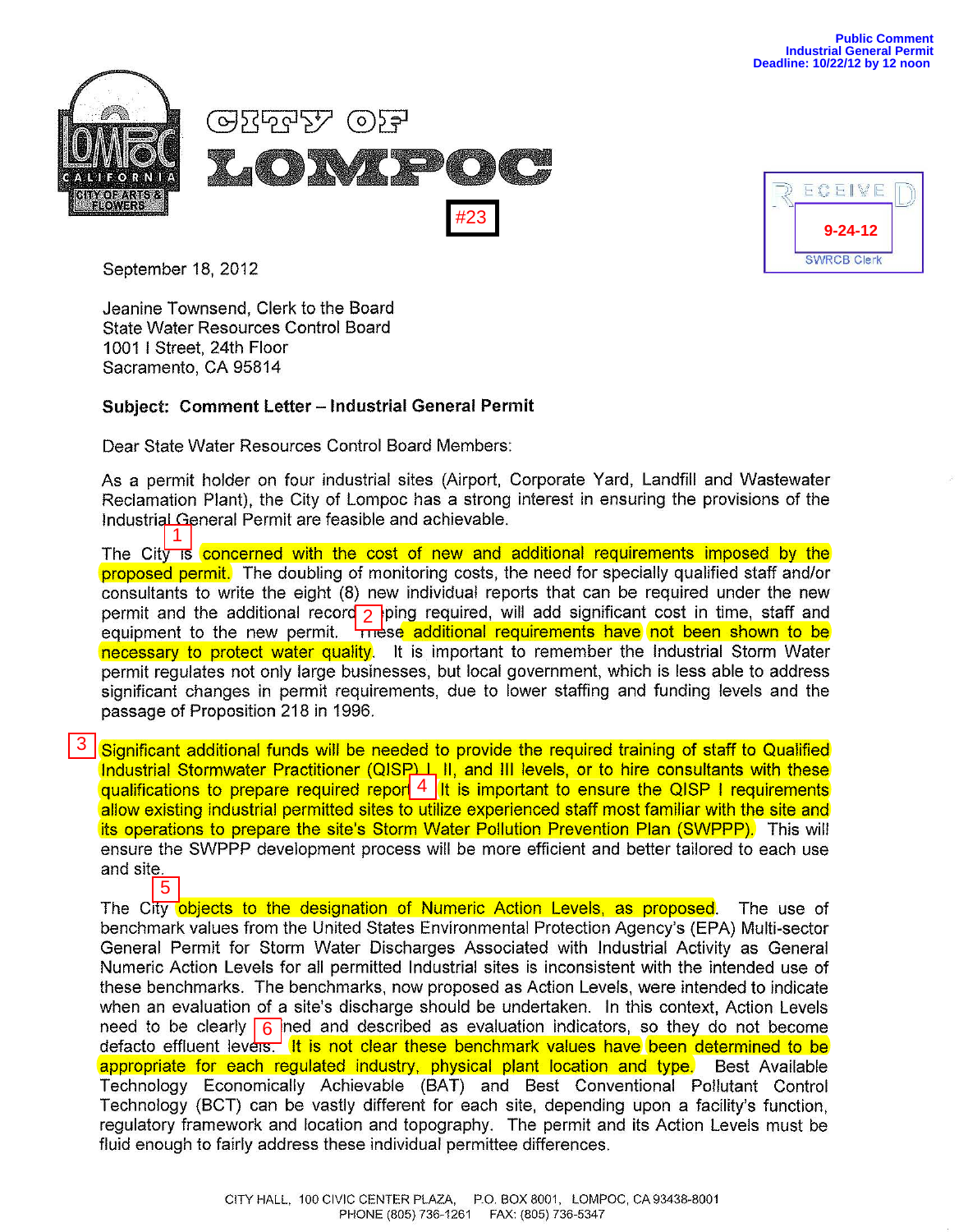Public Comment
Industrial General Permit
Deadline: 10/22/12 by 12 noon

# CITY OF LOMPOC

#23

RECEIVED
9-24-12
SWRCB Clerk

September 18, 2012

Jeanine Townsend, Clerk to the Board
State Water Resources Control Board
1001 I Street, 24th Floor
Sacramento, CA 95814

**Subject: Comment Letter – Industrial General Permit**

Dear State Water Resources Control Board Members:

As a permit holder on four industrial sites (Airport, Corporate Yard, Landfill and Wastewater Reclamation Plant), the City of Lompoc has a strong interest in ensuring the provisions of the Industrial General Permit are feasible and achievable.

[1] The City is concerned with the cost of new and additional requirements imposed by the proposed permit. The doubling of monitoring costs, the need for specially qualified staff and/or consultants to write the eight (8) new individual reports that can be required under the new permit and the additional recordkeeping required, will add significant cost in time, staff and equipment to the new permit. [2] These additional requirements have not been shown to be necessary to protect water quality. It is important to remember the Industrial Storm Water permit regulates not only large businesses, but local government, which is less able to address significant changes in permit requirements, due to lower staffing and funding levels and the passage of Proposition 218 in 1996.

[3] Significant additional funds will be needed to provide the required training of staff to Qualified Industrial Stormwater Practitioner (QISP) I, II, and III levels, or to hire consultants with these qualifications to prepare required reports. [4] It is important to ensure the QISP I requirements allow existing industrial permitted sites to utilize experienced staff most familiar with the site and its operations to prepare the site's Storm Water Pollution Prevention Plan (SWPPP). This will ensure the SWPPP development process will be more efficient and better tailored to each use and site.

[5] The City objects to the designation of Numeric Action Levels, as proposed. The use of benchmark values from the United States Environmental Protection Agency's (EPA) Multi-sector General Permit for Storm Water Discharges Associated with Industrial Activity as General Numeric Action Levels for all permitted Industrial sites is inconsistent with the intended use of these benchmarks. The benchmarks, now proposed as Action Levels, were intended to indicate when an evaluation of a site's discharge should be undertaken. In this context, Action Levels need to be clearly defined and described as evaluation indicators, so they do not become defacto effluent levels. [6] It is not clear these benchmark values have been determined to be appropriate for each regulated industry, physical plant location and type. Best Available Technology Economically Achievable (BAT) and Best Conventional Pollutant Control Technology (BCT) can be vastly different for each site, depending upon a facility's function, regulatory framework and location and topography. The permit and its Action Levels must be fluid enough to fairly address these individual permittee differences.

CITY HALL, 100 CIVIC CENTER PLAZA, P.O. BOX 8001, LOMPOC, CA 93438-8001
PHONE (805) 736-1261 FAX: (805) 736-5347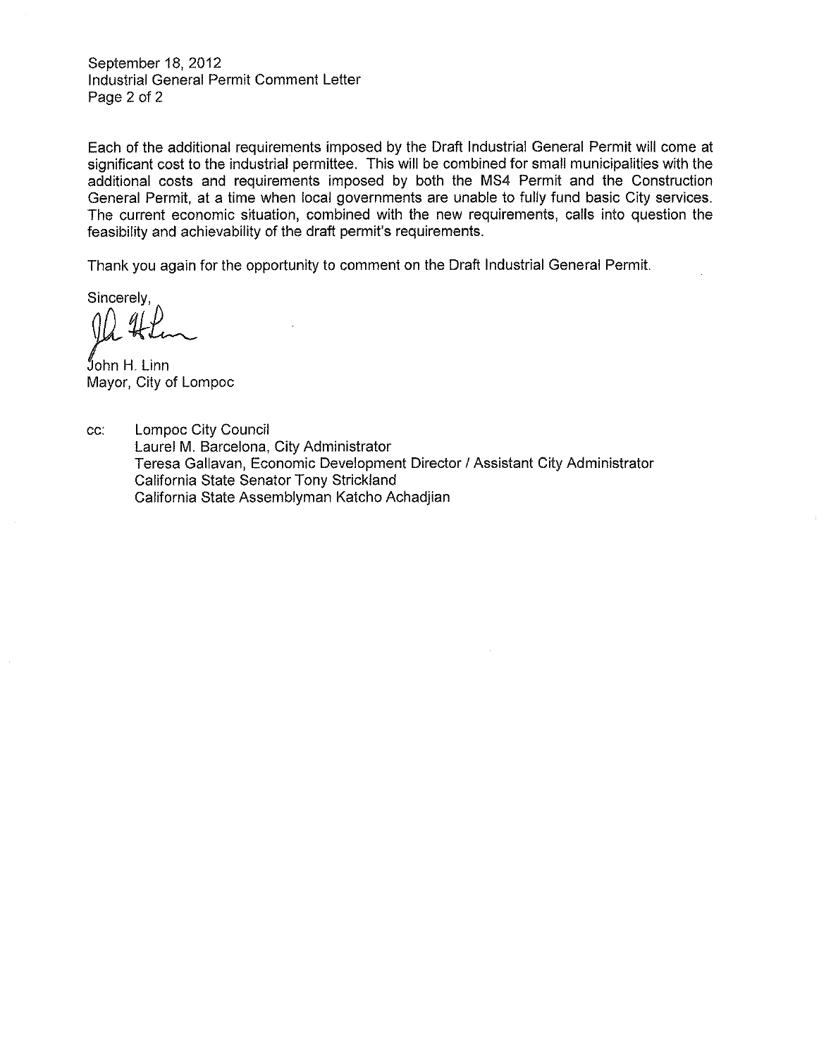Each of the additional requirements imposed by the Draft Industrial General Permit will come at significant cost to the industrial permittee. This will be combined for small municipalities with the additional costs and requirements imposed by both the MS4 Permit and the Construction General Permit, at a time when local governments are unable to fully fund basic City services. The current economic situation, combined with the new requirements, calls into question the feasibility and achievability of the draft permit's requirements.

Thank you again for the opportunity to comment on the Draft Industrial General Permit.

Sincerely,

John H. Linn
Mayor, City of Lompoc

cc: Lompoc City Council
Laurel M. Barcelona, City Administrator
Teresa Gallavan, Economic Development Director / Assistant City Administrator
California State Senator Tony Strickland
California State Assemblyman Katcho Achadjian